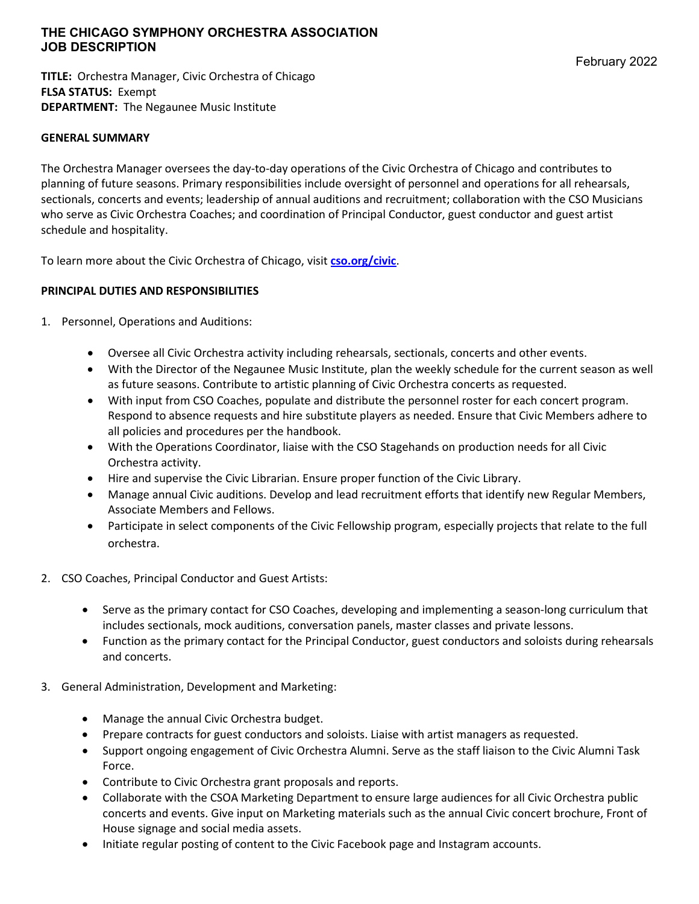# THE CHICAGO SYMPHONY ORCHESTRA ASSOCIATION
# JOB DESCRIPTION

February 2022

**TITLE:** Orchestra Manager, Civic Orchestra of Chicago
**FLSA STATUS:** Exempt
**DEPARTMENT:** The Negaunee Music Institute

**GENERAL SUMMARY**

The Orchestra Manager oversees the day-to-day operations of the Civic Orchestra of Chicago and contributes to planning of future seasons. Primary responsibilities include oversight of personnel and operations for all rehearsals, sectionals, concerts and events; leadership of annual auditions and recruitment; collaboration with the CSO Musicians who serve as Civic Orchestra Coaches; and coordination of Principal Conductor, guest conductor and guest artist schedule and hospitality.

To learn more about the Civic Orchestra of Chicago, visit **[cso.org/civic](cso.org/civic)**.

**PRINCIPAL DUTIES AND RESPONSIBILITIES**

1. Personnel, Operations and Auditions:

    - Oversee all Civic Orchestra activity including rehearsals, sectionals, concerts and other events.
    - With the Director of the Negaunee Music Institute, plan the weekly schedule for the current season as well as future seasons. Contribute to artistic planning of Civic Orchestra concerts as requested.
    - With input from CSO Coaches, populate and distribute the personnel roster for each concert program. Respond to absence requests and hire substitute players as needed. Ensure that Civic Members adhere to all policies and procedures per the handbook.
    - With the Operations Coordinator, liaise with the CSO Stagehands on production needs for all Civic Orchestra activity.
    - Hire and supervise the Civic Librarian. Ensure proper function of the Civic Library.
    - Manage annual Civic auditions. Develop and lead recruitment efforts that identify new Regular Members, Associate Members and Fellows.
    - Participate in select components of the Civic Fellowship program, especially projects that relate to the full orchestra.

2. CSO Coaches, Principal Conductor and Guest Artists:

    - Serve as the primary contact for CSO Coaches, developing and implementing a season-long curriculum that includes sectionals, mock auditions, conversation panels, master classes and private lessons.
    - Function as the primary contact for the Principal Conductor, guest conductors and soloists during rehearsals and concerts.

3. General Administration, Development and Marketing:

    - Manage the annual Civic Orchestra budget.
    - Prepare contracts for guest conductors and soloists. Liaise with artist managers as requested.
    - Support ongoing engagement of Civic Orchestra Alumni. Serve as the staff liaison to the Civic Alumni Task Force.
    - Contribute to Civic Orchestra grant proposals and reports.
    - Collaborate with the CSOA Marketing Department to ensure large audiences for all Civic Orchestra public concerts and events. Give input on Marketing materials such as the annual Civic concert brochure, Front of House signage and social media assets.
    - Initiate regular posting of content to the Civic Facebook page and Instagram accounts.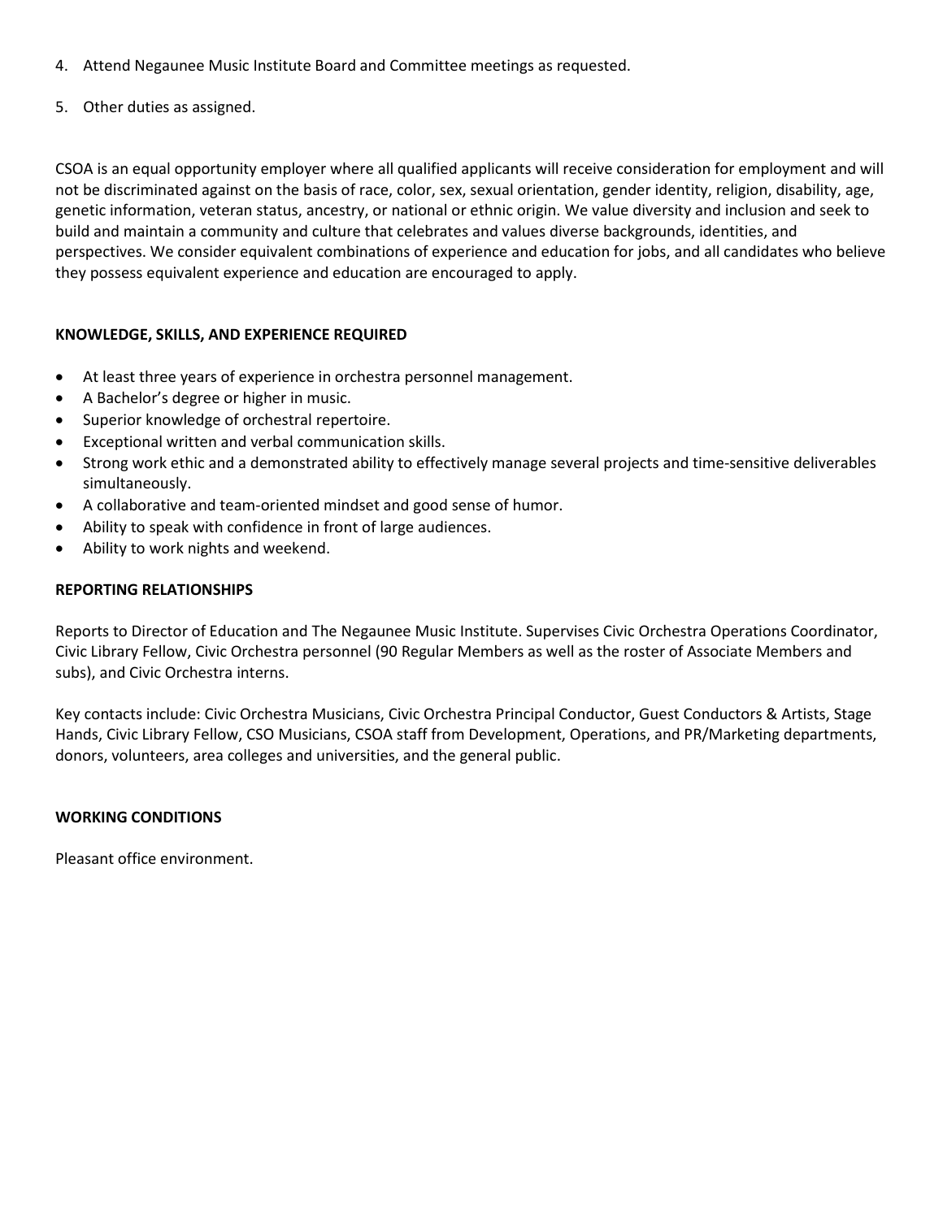4. Attend Negaunee Music Institute Board and Committee meetings as requested.

5. Other duties as assigned.

CSOA is an equal opportunity employer where all qualified applicants will receive consideration for employment and will not be discriminated against on the basis of race, color, sex, sexual orientation, gender identity, religion, disability, age, genetic information, veteran status, ancestry, or national or ethnic origin. We value diversity and inclusion and seek to build and maintain a community and culture that celebrates and values diverse backgrounds, identities, and perspectives. We consider equivalent combinations of experience and education for jobs, and all candidates who believe they possess equivalent experience and education are encouraged to apply.

**KNOWLEDGE, SKILLS, AND EXPERIENCE REQUIRED**

- At least three years of experience in orchestra personnel management.
- A Bachelor's degree or higher in music.
- Superior knowledge of orchestral repertoire.
- Exceptional written and verbal communication skills.
- Strong work ethic and a demonstrated ability to effectively manage several projects and time-sensitive deliverables simultaneously.
- A collaborative and team-oriented mindset and good sense of humor.
- Ability to speak with confidence in front of large audiences.
- Ability to work nights and weekend.

**REPORTING RELATIONSHIPS**

Reports to Director of Education and The Negaunee Music Institute. Supervises Civic Orchestra Operations Coordinator, Civic Library Fellow, Civic Orchestra personnel (90 Regular Members as well as the roster of Associate Members and subs), and Civic Orchestra interns.

Key contacts include: Civic Orchestra Musicians, Civic Orchestra Principal Conductor, Guest Conductors & Artists, Stage Hands, Civic Library Fellow, CSO Musicians, CSOA staff from Development, Operations, and PR/Marketing departments, donors, volunteers, area colleges and universities, and the general public.

**WORKING CONDITIONS**

Pleasant office environment.